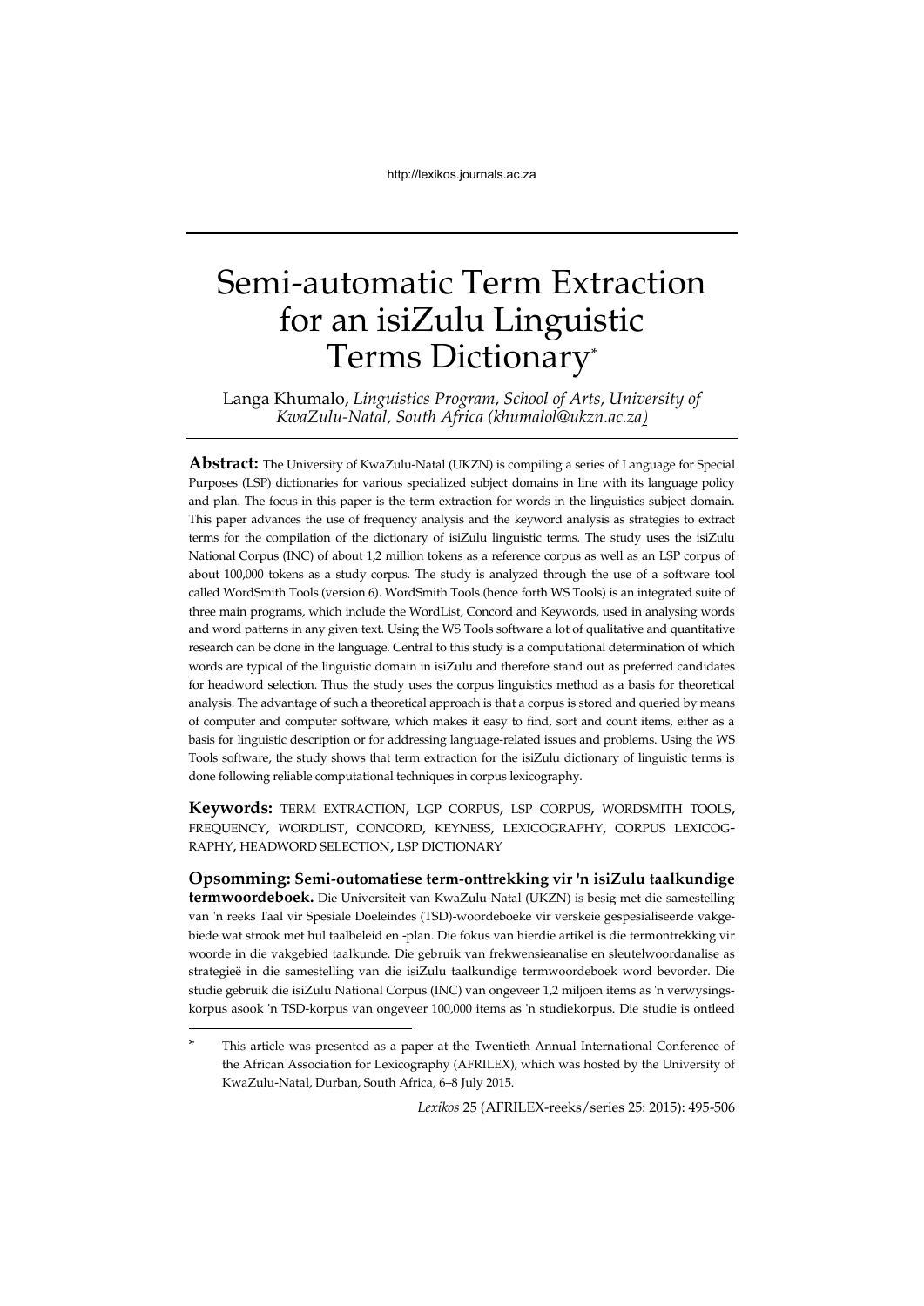# Semi-automatic Term Extraction for an isiZulu Linguistic Terms Dictionary*

Langa Khumalo, *Linguistics Program, School of Arts, University of KwaZulu-Natal, South Africa (khumalol@ukzn.ac.za)*

**Abstract:** The University of KwaZulu-Natal (UKZN) is compiling a series of Language for Special Purposes (LSP) dictionaries for various specialized subject domains in line with its language policy and plan. The focus in this paper is the term extraction for words in the linguistics subject domain. This paper advances the use of frequency analysis and the keyword analysis as strategies to extract terms for the compilation of the dictionary of isiZulu linguistic terms. The study uses the isiZulu National Corpus (INC) of about 1,2 million tokens as a reference corpus as well as an LSP corpus of about 100,000 tokens as a study corpus. The study is analyzed through the use of a software tool called WordSmith Tools (version 6). WordSmith Tools (hence forth WS Tools) is an integrated suite of three main programs, which include the WordList, Concord and Keywords, used in analysing words and word patterns in any given text. Using the WS Tools software a lot of qualitative and quantitative research can be done in the language. Central to this study is a computational determination of which words are typical of the linguistic domain in isiZulu and therefore stand out as preferred candidates for headword selection. Thus the study uses the corpus linguistics method as a basis for theoretical analysis. The advantage of such a theoretical approach is that a corpus is stored and queried by means of computer and computer software, which makes it easy to find, sort and count items, either as a basis for linguistic description or for addressing language-related issues and problems. Using the WS Tools software, the study shows that term extraction for the isiZulu dictionary of linguistic terms is done following reliable computational techniques in corpus lexicography.

**Keywords:** TERM EXTRACTION, LGP CORPUS, LSP CORPUS, WORDSMITH TOOLS, FREQUENCY, WORDLIST, CONCORD, KEYNESS, LEXICOGRAPHY, CORPUS LEXICOGRAPHY, HEADWORD SELECTION, LSP DICTIONARY

**Opsomming: Semi-outomatiese term-onttrekking vir 'n isiZulu taalkundige termwoordeboek.** Die Universiteit van KwaZulu-Natal (UKZN) is besig met die samestelling van 'n reeks Taal vir Spesiale Doeleindes (TSD)-woordeboeke vir verskeie gespesialiseerde vakgebiede wat strook met hul taalbeleid en -plan. Die fokus van hierdie artikel is die termontrekking vir woorde in die vakgebied taalkunde. Die gebruik van frekwensieanalise en sleutelwoordanalise as strategieë in die samestelling van die isiZulu taalkundige termwoordeboek word bevorder. Die studie gebruik die isiZulu National Corpus (INC) van ongeveer 1,2 miljoen items as 'n verwysingskorpus asook 'n TSD-korpus van ongeveer 100,000 items as 'n studiekorpus. Die studie is ontleed

---

\* This article was presented as a paper at the Twentieth Annual International Conference of the African Association for Lexicography (AFRILEX), which was hosted by the University of KwaZulu-Natal, Durban, South Africa, 6–8 July 2015.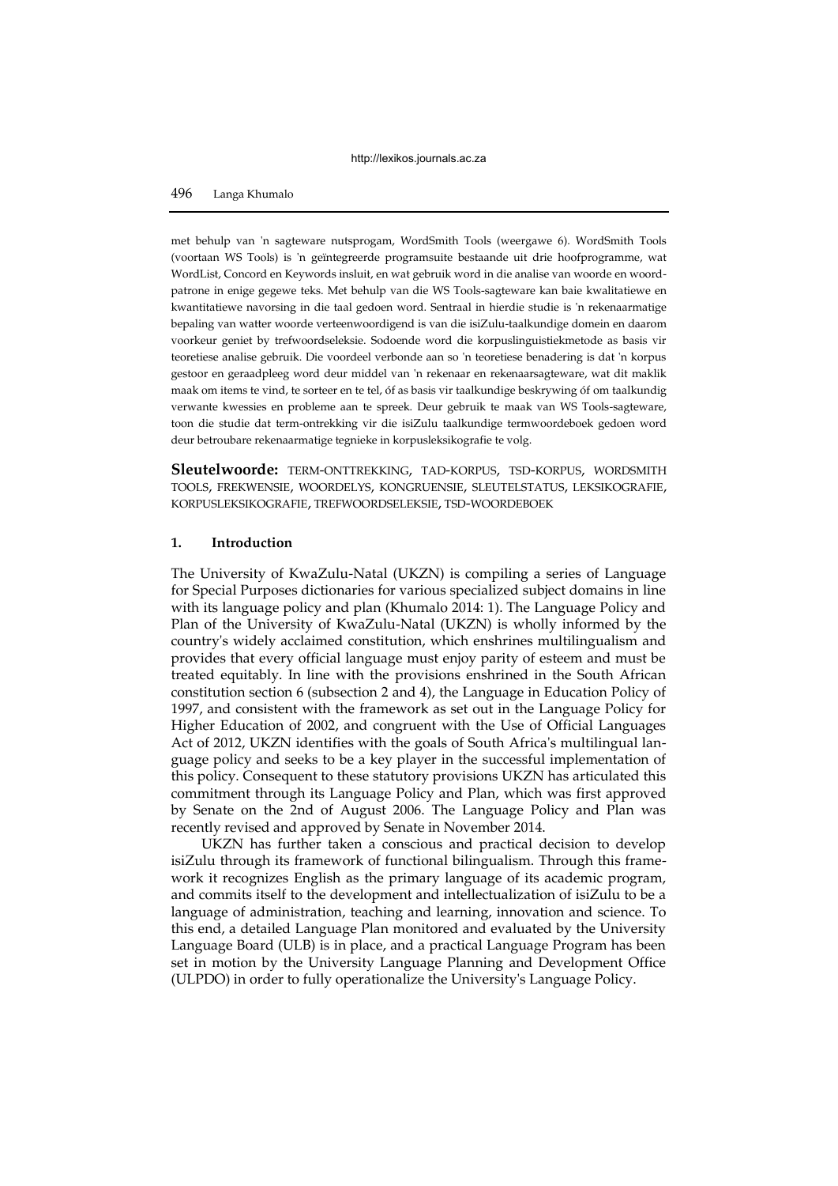met behulp van 'n sagteware nutsprogam, WordSmith Tools (weergawe 6). WordSmith Tools (voortaan WS Tools) is 'n geïntegreerde programsuite bestaande uit drie hoofprogramme, wat WordList, Concord en Keywords insluit, en wat gebruik word in die analise van woorde en woordpatrone in enige gegewe teks. Met behulp van die WS Tools-sagteware kan baie kwalitatiewe en kwantitatiewe navorsing in die taal gedoen word. Sentraal in hierdie studie is 'n rekenaarmatige bepaling van watter woorde verteenwoordigend is van die isiZulu-taalkundige domein en daarom voorkeur geniet by trefwoordseleksie. Sodoende word die korpuslinguistiekmetode as basis vir teoretiese analise gebruik. Die voordeel verbonde aan so 'n teoretiese benadering is dat 'n korpus gestoor en geraadpleeg word deur middel van 'n rekenaar en rekenaarsagteware, wat dit maklik maak om items te vind, te sorteer en te tel, óf as basis vir taalkundige beskrywing óf om taalkundig verwante kwessies en probleme aan te spreek. Deur gebruik te maak van WS Tools-sagteware, toon die studie dat term-ontrekking vir die isiZulu taalkundige termwoordeboek gedoen word deur betroubare rekenaarmatige tegnieke in korpusleksikografie te volg.

**Sleutelwoorde:** TERM-ONTTREKKING, TAD-KORPUS, TSD-KORPUS, WORDSMITH TOOLS, FREKWENSIE, WOORDELYS, KONGRUENSIE, SLEUTELSTATUS, LEKSIKOGRAFIE, KORPUSLEKSIKOGRAFIE, TREFWOORDSELEKSIE, TSD-WOORDEBOEK

## 1. Introduction

The University of KwaZulu-Natal (UKZN) is compiling a series of Language for Special Purposes dictionaries for various specialized subject domains in line with its language policy and plan (Khumalo 2014: 1). The Language Policy and Plan of the University of KwaZulu-Natal (UKZN) is wholly informed by the country's widely acclaimed constitution, which enshrines multilingualism and provides that every official language must enjoy parity of esteem and must be treated equitably. In line with the provisions enshrined in the South African constitution section 6 (subsection 2 and 4), the Language in Education Policy of 1997, and consistent with the framework as set out in the Language Policy for Higher Education of 2002, and congruent with the Use of Official Languages Act of 2012, UKZN identifies with the goals of South Africa's multilingual language policy and seeks to be a key player in the successful implementation of this policy. Consequent to these statutory provisions UKZN has articulated this commitment through its Language Policy and Plan, which was first approved by Senate on the 2nd of August 2006. The Language Policy and Plan was recently revised and approved by Senate in November 2014.

UKZN has further taken a conscious and practical decision to develop isiZulu through its framework of functional bilingualism. Through this framework it recognizes English as the primary language of its academic program, and commits itself to the development and intellectualization of isiZulu to be a language of administration, teaching and learning, innovation and science. To this end, a detailed Language Plan monitored and evaluated by the University Language Board (ULB) is in place, and a practical Language Program has been set in motion by the University Language Planning and Development Office (ULPDO) in order to fully operationalize the University's Language Policy.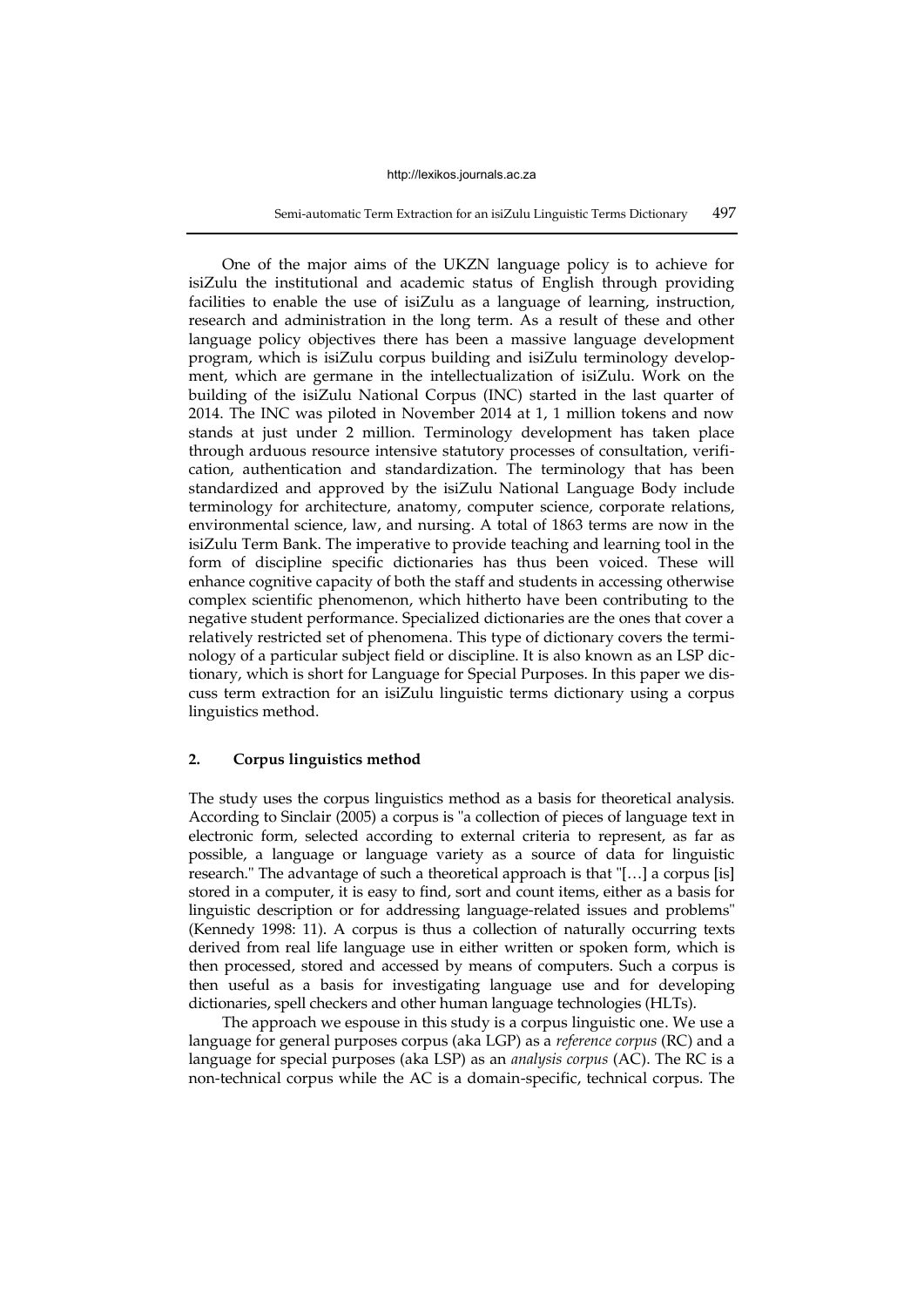One of the major aims of the UKZN language policy is to achieve for isiZulu the institutional and academic status of English through providing facilities to enable the use of isiZulu as a language of learning, instruction, research and administration in the long term. As a result of these and other language policy objectives there has been a massive language development program, which is isiZulu corpus building and isiZulu terminology development, which are germane in the intellectualization of isiZulu. Work on the building of the isiZulu National Corpus (INC) started in the last quarter of 2014. The INC was piloted in November 2014 at 1, 1 million tokens and now stands at just under 2 million. Terminology development has taken place through arduous resource intensive statutory processes of consultation, verification, authentication and standardization. The terminology that has been standardized and approved by the isiZulu National Language Body include terminology for architecture, anatomy, computer science, corporate relations, environmental science, law, and nursing. A total of 1863 terms are now in the isiZulu Term Bank. The imperative to provide teaching and learning tool in the form of discipline specific dictionaries has thus been voiced. These will enhance cognitive capacity of both the staff and students in accessing otherwise complex scientific phenomenon, which hitherto have been contributing to the negative student performance. Specialized dictionaries are the ones that cover a relatively restricted set of phenomena. This type of dictionary covers the terminology of a particular subject field or discipline. It is also known as an LSP dictionary, which is short for Language for Special Purposes. In this paper we discuss term extraction for an isiZulu linguistic terms dictionary using a corpus linguistics method.

## 2. Corpus linguistics method

The study uses the corpus linguistics method as a basis for theoretical analysis. According to Sinclair (2005) a corpus is "a collection of pieces of language text in electronic form, selected according to external criteria to represent, as far as possible, a language or language variety as a source of data for linguistic research." The advantage of such a theoretical approach is that "[…] a corpus [is] stored in a computer, it is easy to find, sort and count items, either as a basis for linguistic description or for addressing language-related issues and problems" (Kennedy 1998: 11). A corpus is thus a collection of naturally occurring texts derived from real life language use in either written or spoken form, which is then processed, stored and accessed by means of computers. Such a corpus is then useful as a basis for investigating language use and for developing dictionaries, spell checkers and other human language technologies (HLTs).

The approach we espouse in this study is a corpus linguistic one. We use a language for general purposes corpus (aka LGP) as a *reference corpus* (RC) and a language for special purposes (aka LSP) as an *analysis corpus* (AC). The RC is a non-technical corpus while the AC is a domain-specific, technical corpus. The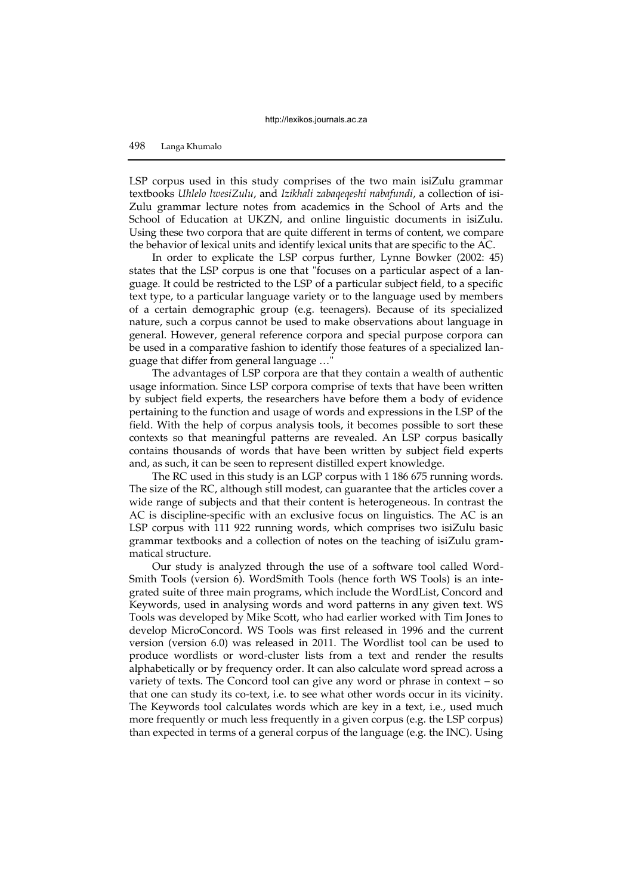LSP corpus used in this study comprises of the two main isiZulu grammar textbooks *Uhlelo lwesiZulu*, and *Izikhali zabaqeqeshi nabafundi*, a collection of isiZulu grammar lecture notes from academics in the School of Arts and the School of Education at UKZN, and online linguistic documents in isiZulu. Using these two corpora that are quite different in terms of content, we compare the behavior of lexical units and identify lexical units that are specific to the AC.

In order to explicate the LSP corpus further, Lynne Bowker (2002: 45) states that the LSP corpus is one that "focuses on a particular aspect of a language. It could be restricted to the LSP of a particular subject field, to a specific text type, to a particular language variety or to the language used by members of a certain demographic group (e.g. teenagers). Because of its specialized nature, such a corpus cannot be used to make observations about language in general. However, general reference corpora and special purpose corpora can be used in a comparative fashion to identify those features of a specialized language that differ from general language …"

The advantages of LSP corpora are that they contain a wealth of authentic usage information. Since LSP corpora comprise of texts that have been written by subject field experts, the researchers have before them a body of evidence pertaining to the function and usage of words and expressions in the LSP of the field. With the help of corpus analysis tools, it becomes possible to sort these contexts so that meaningful patterns are revealed. An LSP corpus basically contains thousands of words that have been written by subject field experts and, as such, it can be seen to represent distilled expert knowledge.

The RC used in this study is an LGP corpus with 1 186 675 running words. The size of the RC, although still modest, can guarantee that the articles cover a wide range of subjects and that their content is heterogeneous. In contrast the AC is discipline-specific with an exclusive focus on linguistics. The AC is an LSP corpus with 111 922 running words, which comprises two isiZulu basic grammar textbooks and a collection of notes on the teaching of isiZulu grammatical structure.

Our study is analyzed through the use of a software tool called WordSmith Tools (version 6). WordSmith Tools (hence forth WS Tools) is an integrated suite of three main programs, which include the WordList, Concord and Keywords, used in analysing words and word patterns in any given text. WS Tools was developed by Mike Scott, who had earlier worked with Tim Jones to develop MicroConcord. WS Tools was first released in 1996 and the current version (version 6.0) was released in 2011. The Wordlist tool can be used to produce wordlists or word-cluster lists from a text and render the results alphabetically or by frequency order. It can also calculate word spread across a variety of texts. The Concord tool can give any word or phrase in context – so that one can study its co-text, i.e. to see what other words occur in its vicinity. The Keywords tool calculates words which are key in a text, i.e., used much more frequently or much less frequently in a given corpus (e.g. the LSP corpus) than expected in terms of a general corpus of the language (e.g. the INC). Using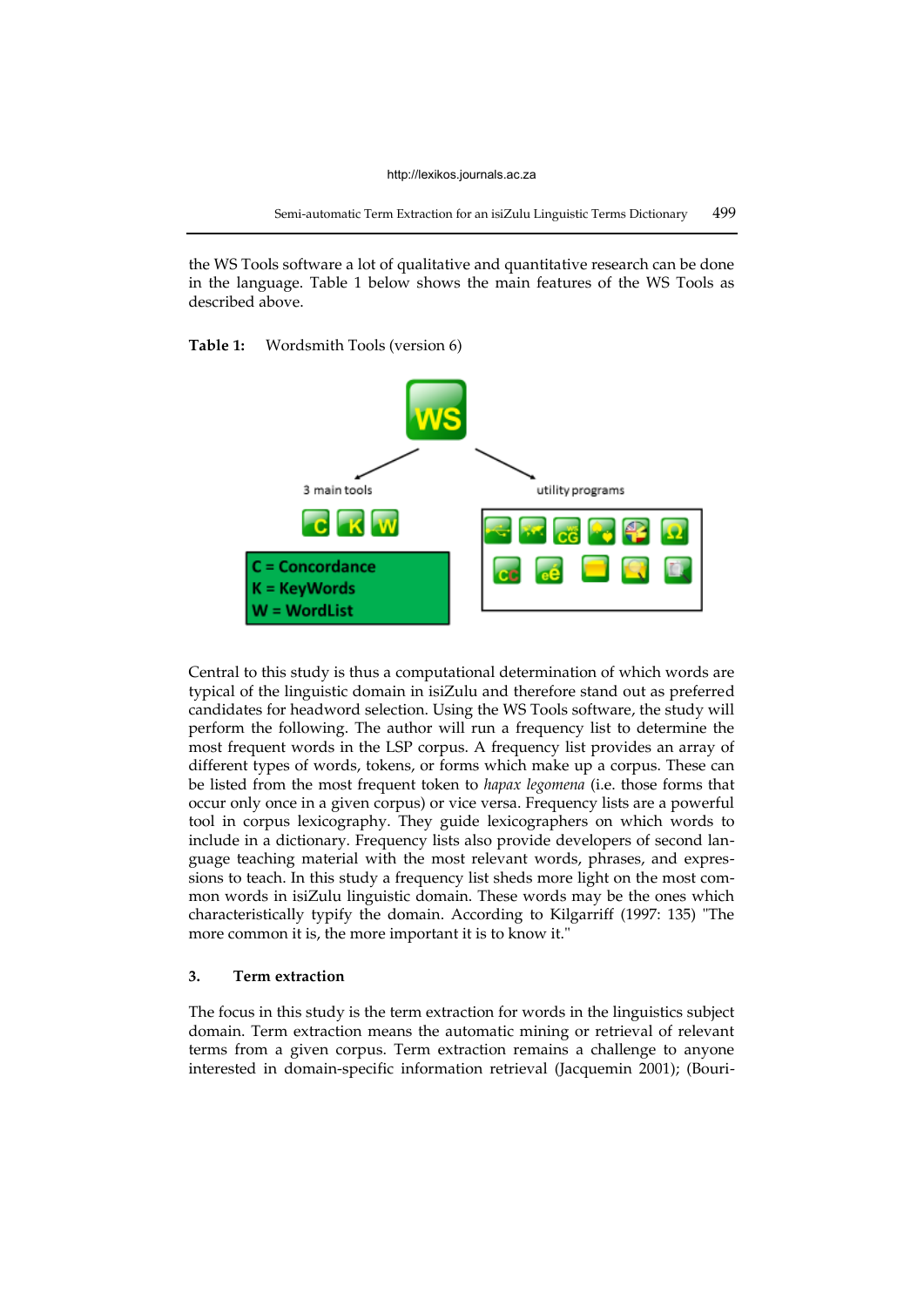the WS Tools software a lot of qualitative and quantitative research can be done in the language. Table 1 below shows the main features of the WS Tools as described above.

**Table 1:** Wordsmith Tools (version 6)

WS

3 main tools

C K W

C = Concordance
K = KeyWords
W = WordList

utility programs

Central to this study is thus a computational determination of which words are typical of the linguistic domain in isiZulu and therefore stand out as preferred candidates for headword selection. Using the WS Tools software, the study will perform the following. The author will run a frequency list to determine the most frequent words in the LSP corpus. A frequency list provides an array of different types of words, tokens, or forms which make up a corpus. These can be listed from the most frequent token to *hapax legomena* (i.e. those forms that occur only once in a given corpus) or vice versa. Frequency lists are a powerful tool in corpus lexicography. They guide lexicographers on which words to include in a dictionary. Frequency lists also provide developers of second language teaching material with the most relevant words, phrases, and expressions to teach. In this study a frequency list sheds more light on the most common words in isiZulu linguistic domain. These words may be the ones which characteristically typify the domain. According to Kilgarriff (1997: 135) "The more common it is, the more important it is to know it."

## 3. Term extraction

The focus in this study is the term extraction for words in the linguistics subject domain. Term extraction means the automatic mining or retrieval of relevant terms from a given corpus. Term extraction remains a challenge to anyone interested in domain-specific information retrieval (Jacquemin 2001); (Bouri-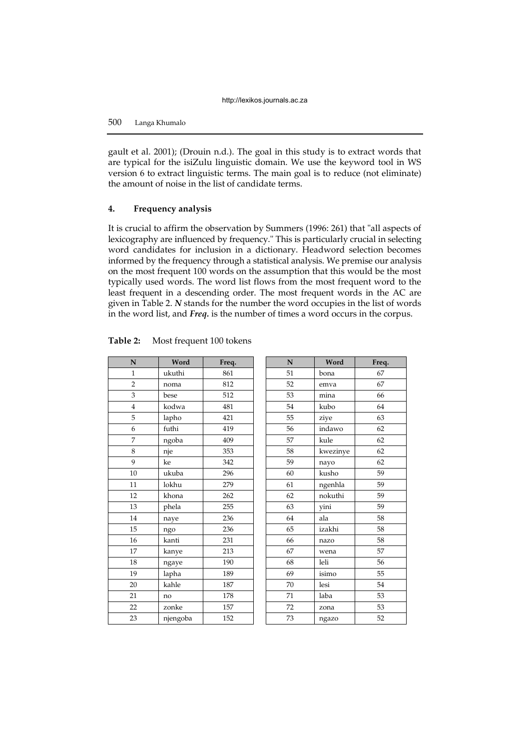gault et al. 2001); (Drouin n.d.). The goal in this study is to extract words that are typical for the isiZulu linguistic domain. We use the keyword tool in WS version 6 to extract linguistic terms. The main goal is to reduce (not eliminate) the amount of noise in the list of candidate terms.

## 4. Frequency analysis

It is crucial to affirm the observation by Summers (1996: 261) that "all aspects of lexicography are influenced by frequency." This is particularly crucial in selecting word candidates for inclusion in a dictionary. Headword selection becomes informed by the frequency through a statistical analysis. We premise our analysis on the most frequent 100 words on the assumption that this would be the most typically used words. The word list flows from the most frequent word to the least frequent in a descending order. The most frequent words in the AC are given in Table 2. ***N*** stands for the number the word occupies in the list of words in the word list, and ***Freq.*** is the number of times a word occurs in the corpus.

**Table 2:** Most frequent 100 tokens

| N | Word | Freq. |
|---|---|---|
| 1 | ukuthi | 861 |
| 2 | noma | 812 |
| 3 | bese | 512 |
| 4 | kodwa | 481 |
| 5 | lapho | 421 |
| 6 | futhi | 419 |
| 7 | ngoba | 409 |
| 8 | nje | 353 |
| 9 | ke | 342 |
| 10 | ukuba | 296 |
| 11 | lokhu | 279 |
| 12 | khona | 262 |
| 13 | phela | 255 |
| 14 | naye | 236 |
| 15 | ngo | 236 |
| 16 | kanti | 231 |
| 17 | kanye | 213 |
| 18 | ngaye | 190 |
| 19 | lapha | 189 |
| 20 | kahle | 187 |
| 21 | no | 178 |
| 22 | zonke | 157 |
| 23 | njengoba | 152 |

| N | Word | Freq. |
|---|---|---|
| 51 | bona | 67 |
| 52 | emva | 67 |
| 53 | mina | 66 |
| 54 | kubo | 64 |
| 55 | ziye | 63 |
| 56 | indawo | 62 |
| 57 | kule | 62 |
| 58 | kwezinye | 62 |
| 59 | nayo | 62 |
| 60 | kusho | 59 |
| 61 | ngenhla | 59 |
| 62 | nokuthi | 59 |
| 63 | yini | 59 |
| 64 | ala | 58 |
| 65 | izakhi | 58 |
| 66 | nazo | 58 |
| 67 | wena | 57 |
| 68 | leli | 56 |
| 69 | isimo | 55 |
| 70 | lesi | 54 |
| 71 | laba | 53 |
| 72 | zona | 53 |
| 73 | ngazo | 52 |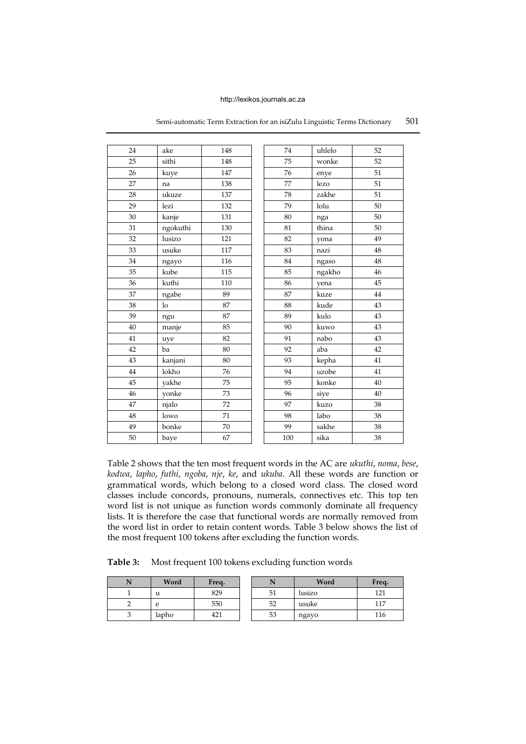| 24 | ake | 148 | 74 | uhlelo | 52 |
|---|---|---|---|---|---|
| 25 | sithi | 148 | 75 | wonke | 52 |
| 26 | kuye | 147 | 76 | enye | 51 |
| 27 | na | 138 | 77 | lezo | 51 |
| 28 | ukuze | 137 | 78 | zakhe | 51 |
| 29 | lezi | 132 | 79 | lolu | 50 |
| 30 | kanje | 131 | 80 | nga | 50 |
| 31 | ngokuthi | 130 | 81 | thina | 50 |
| 32 | lusizo | 121 | 82 | yona | 49 |
| 33 | usuke | 117 | 83 | nazi | 48 |
| 34 | ngayo | 116 | 84 | ngaso | 48 |
| 35 | kube | 115 | 85 | ngakho | 46 |
| 36 | kuthi | 110 | 86 | yena | 45 |
| 37 | ngabe | 89 | 87 | kuze | 44 |
| 38 | lo | 87 | 88 | kude | 43 |
| 39 | ngu | 87 | 89 | kulo | 43 |
| 40 | manje | 85 | 90 | kuwo | 43 |
| 41 | uye | 82 | 91 | nabo | 43 |
| 42 | ba | 80 | 92 | aba | 42 |
| 43 | kanjani | 80 | 93 | kepha | 41 |
| 44 | lokho | 76 | 94 | uzobe | 41 |
| 45 | yakhe | 75 | 95 | konke | 40 |
| 46 | yonke | 73 | 96 | siye | 40 |
| 47 | njalo | 72 | 97 | kuzo | 38 |
| 48 | lowo | 71 | 98 | labo | 38 |
| 49 | bonke | 70 | 99 | sakhe | 38 |
| 50 | baye | 67 | 100 | sika | 38 |

Table 2 shows that the ten most frequent words in the AC are *ukuthi*, *noma*, *bese*, *kodwa*, *lapho*, *futhi*, *ngoba*, *nje*, *ke*, and *ukuba*. All these words are function or grammatical words, which belong to a closed word class. The closed word classes include concords, pronouns, numerals, connectives etc. This top ten word list is not unique as function words commonly dominate all frequency lists. It is therefore the case that functional words are normally removed from the word list in order to retain content words. Table 3 below shows the list of the most frequent 100 tokens after excluding the function words.

**Table 3:** Most frequent 100 tokens excluding function words

| N | Word | Freq. | N | Word | Freq. |
|---|---|---|---|---|---|
| 1 | u | 829 | 51 | lusizo | 121 |
| 2 | e | 550 | 52 | usuke | 117 |
| 3 | lapho | 421 | 53 | ngayo | 116 |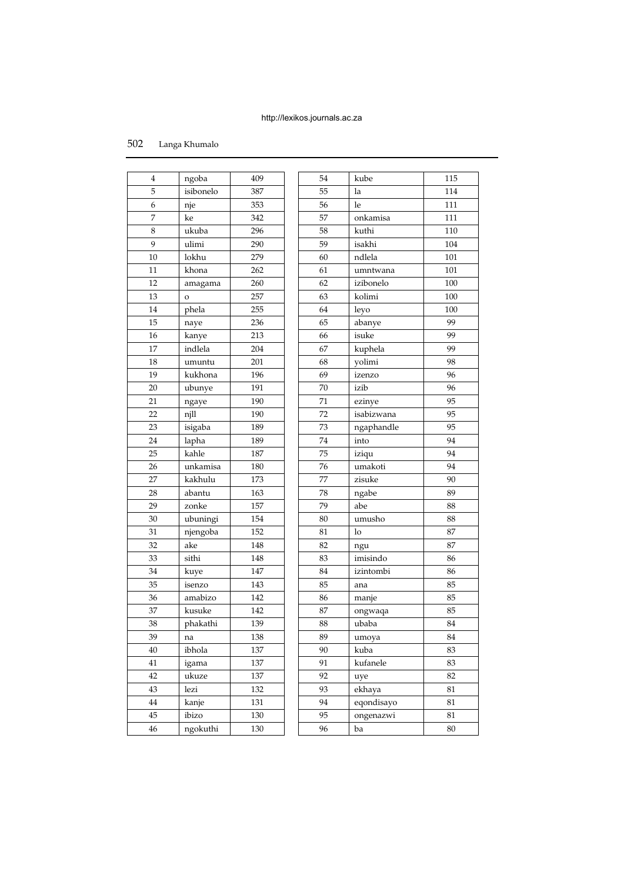| | | |
|---|---|---|
| 4 | ngoba | 409 |
| 5 | isibonelo | 387 |
| 6 | nje | 353 |
| 7 | ke | 342 |
| 8 | ukuba | 296 |
| 9 | ulimi | 290 |
| 10 | lokhu | 279 |
| 11 | khona | 262 |
| 12 | amagama | 260 |
| 13 | o | 257 |
| 14 | phela | 255 |
| 15 | naye | 236 |
| 16 | kanye | 213 |
| 17 | indlela | 204 |
| 18 | umuntu | 201 |
| 19 | kukhona | 196 |
| 20 | ubunye | 191 |
| 21 | ngaye | 190 |
| 22 | njll | 190 |
| 23 | isigaba | 189 |
| 24 | lapha | 189 |
| 25 | kahle | 187 |
| 26 | unkamisa | 180 |
| 27 | kakhulu | 173 |
| 28 | abantu | 163 |
| 29 | zonke | 157 |
| 30 | ubuningi | 154 |
| 31 | njengoba | 152 |
| 32 | ake | 148 |
| 33 | sithi | 148 |
| 34 | kuye | 147 |
| 35 | isenzo | 143 |
| 36 | amabizo | 142 |
| 37 | kusuke | 142 |
| 38 | phakathi | 139 |
| 39 | na | 138 |
| 40 | ibhola | 137 |
| 41 | igama | 137 |
| 42 | ukuze | 137 |
| 43 | lezi | 132 |
| 44 | kanje | 131 |
| 45 | ibizo | 130 |
| 46 | ngokuthi | 130 |
| 54 | kube | 115 |
| 55 | la | 114 |
| 56 | le | 111 |
| 57 | onkamisa | 111 |
| 58 | kuthi | 110 |
| 59 | isakhi | 104 |
| 60 | ndlela | 101 |
| 61 | umntwana | 101 |
| 62 | izibonelo | 100 |
| 63 | kolimi | 100 |
| 64 | leyo | 100 |
| 65 | abanye | 99 |
| 66 | isuke | 99 |
| 67 | kuphela | 99 |
| 68 | yolimi | 98 |
| 69 | izenzo | 96 |
| 70 | izib | 96 |
| 71 | ezinye | 95 |
| 72 | isabizwana | 95 |
| 73 | ngaphandle | 95 |
| 74 | into | 94 |
| 75 | iziqu | 94 |
| 76 | umakoti | 94 |
| 77 | zisuke | 90 |
| 78 | ngabe | 89 |
| 79 | abe | 88 |
| 80 | umusho | 88 |
| 81 | lo | 87 |
| 82 | ngu | 87 |
| 83 | imisindo | 86 |
| 84 | izintombi | 86 |
| 85 | ana | 85 |
| 86 | manje | 85 |
| 87 | ongwaqa | 85 |
| 88 | ubaba | 84 |
| 89 | umoya | 84 |
| 90 | kuba | 83 |
| 91 | kufanele | 83 |
| 92 | uye | 82 |
| 93 | ekhaya | 81 |
| 94 | eqondisayo | 81 |
| 95 | ongenazwi | 81 |
| 96 | ba | 80 |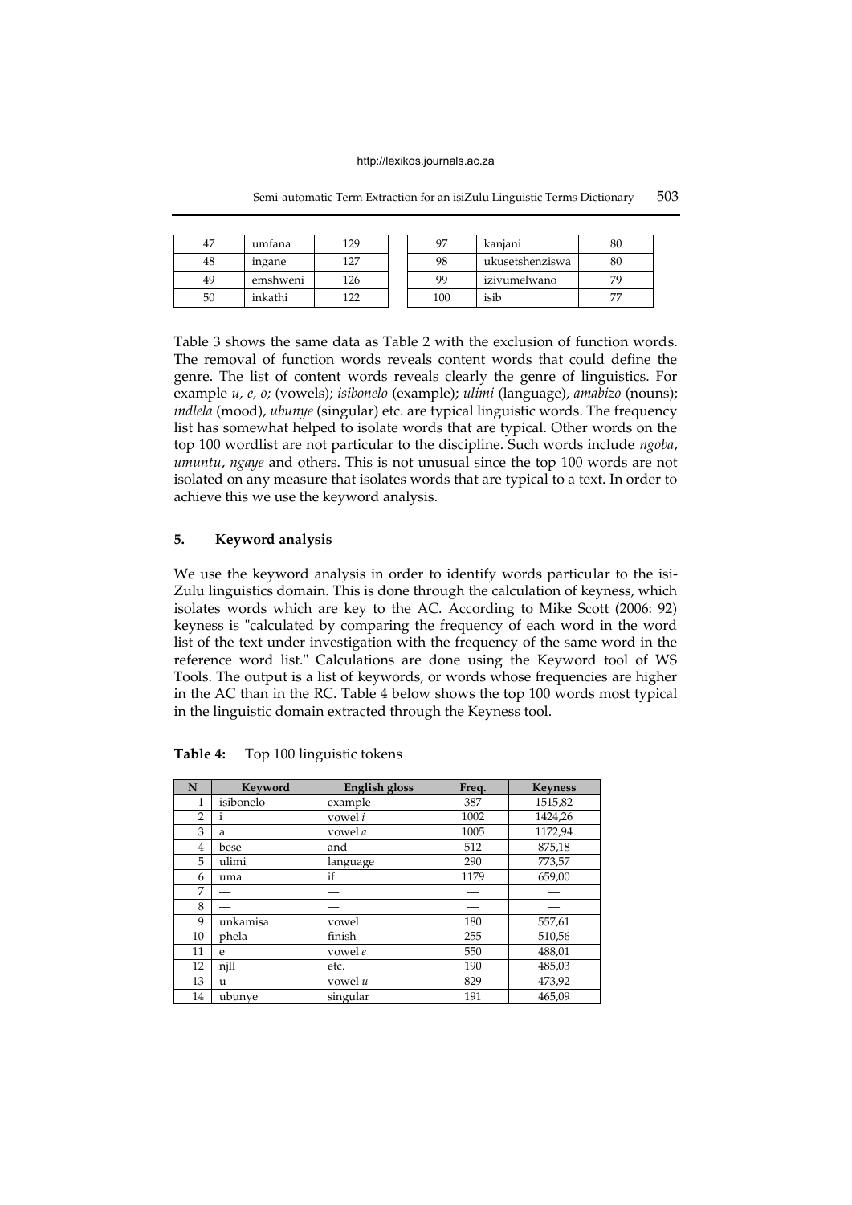| 47 | umfana | 129 | | 97 | kanjani | 80 |
|---|---|---|---|---|---|---|
| 48 | ingane | 127 | | 98 | ukusetshenziswa | 80 |
| 49 | emshweni | 126 | | 99 | izivumelwano | 79 |
| 50 | inkathi | 122 | | 100 | isib | 77 |

Table 3 shows the same data as Table 2 with the exclusion of function words. The removal of function words reveals content words that could define the genre. The list of content words reveals clearly the genre of linguistics. For example *u, e, o;* (vowels); *isibonelo* (example); *ulimi* (language), *amabizo* (nouns); *indlela* (mood), *ubunye* (singular) etc. are typical linguistic words. The frequency list has somewhat helped to isolate words that are typical. Other words on the top 100 wordlist are not particular to the discipline. Such words include *ngoba*, *umuntu*, *ngaye* and others. This is not unusual since the top 100 words are not isolated on any measure that isolates words that are typical to a text. In order to achieve this we use the keyword analysis.

## 5. Keyword analysis

We use the keyword analysis in order to identify words particular to the isi-Zulu linguistics domain. This is done through the calculation of keyness, which isolates words which are key to the AC. According to Mike Scott (2006: 92) keyness is "calculated by comparing the frequency of each word in the word list of the text under investigation with the frequency of the same word in the reference word list." Calculations are done using the Keyword tool of WS Tools. The output is a list of keywords, or words whose frequencies are higher in the AC than in the RC. Table 4 below shows the top 100 words most typical in the linguistic domain extracted through the Keyness tool.

**Table 4:** Top 100 linguistic tokens

| N | Keyword | English gloss | Freq. | Keyness |
|---|---|---|---|---|
| 1 | isibonelo | example | 387 | 1515,82 |
| 2 | i | vowel *i* | 1002 | 1424,26 |
| 3 | a | vowel *a* | 1005 | 1172,94 |
| 4 | bese | and | 512 | 875,18 |
| 5 | ulimi | language | 290 | 773,57 |
| 6 | uma | if | 1179 | 659,00 |
| 7 | — | — | — | — |
| 8 | — | — | — | — |
| 9 | unkamisa | vowel | 180 | 557,61 |
| 10 | phela | finish | 255 | 510,56 |
| 11 | e | vowel *e* | 550 | 488,01 |
| 12 | njll | etc. | 190 | 485,03 |
| 13 | u | vowel *u* | 829 | 473,92 |
| 14 | ubunye | singular | 191 | 465,09 |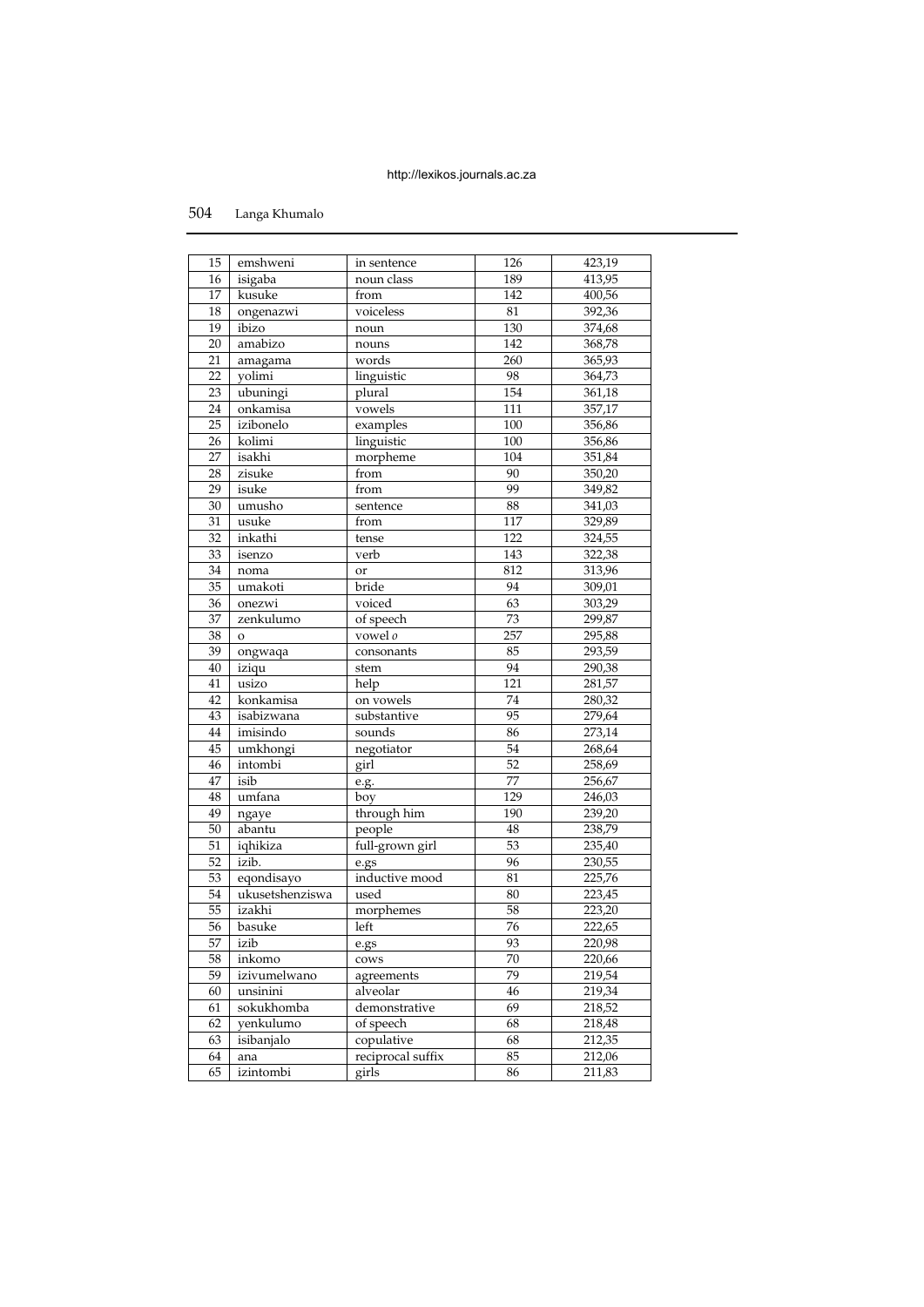| 15 | emshweni | in sentence | 126 | 423,19 |
|---|---|---|---|---|
| 16 | isigaba | noun class | 189 | 413,95 |
| 17 | kusuke | from | 142 | 400,56 |
| 18 | ongenazwi | voiceless | 81 | 392,36 |
| 19 | ibizo | noun | 130 | 374,68 |
| 20 | amabizo | nouns | 142 | 368,78 |
| 21 | amagama | words | 260 | 365,93 |
| 22 | yolimi | linguistic | 98 | 364,73 |
| 23 | ubuningi | plural | 154 | 361,18 |
| 24 | onkamisa | vowels | 111 | 357,17 |
| 25 | izibonelo | examples | 100 | 356,86 |
| 26 | kolimi | linguistic | 100 | 356,86 |
| 27 | isakhi | morpheme | 104 | 351,84 |
| 28 | zisuke | from | 90 | 350,20 |
| 29 | isuke | from | 99 | 349,82 |
| 30 | umusho | sentence | 88 | 341,03 |
| 31 | usuke | from | 117 | 329,89 |
| 32 | inkathi | tense | 122 | 324,55 |
| 33 | isenzo | verb | 143 | 322,38 |
| 34 | noma | or | 812 | 313,96 |
| 35 | umakoti | bride | 94 | 309,01 |
| 36 | onezwi | voiced | 63 | 303,29 |
| 37 | zenkulumo | of speech | 73 | 299,87 |
| 38 | o | vowel *o* | 257 | 295,88 |
| 39 | ongwaqa | consonants | 85 | 293,59 |
| 40 | iziqu | stem | 94 | 290,38 |
| 41 | usizo | help | 121 | 281,57 |
| 42 | konkamisa | on vowels | 74 | 280,32 |
| 43 | isabizwana | substantive | 95 | 279,64 |
| 44 | imisindo | sounds | 86 | 273,14 |
| 45 | umkhongi | negotiator | 54 | 268,64 |
| 46 | intombi | girl | 52 | 258,69 |
| 47 | isib | e.g. | 77 | 256,67 |
| 48 | umfana | boy | 129 | 246,03 |
| 49 | ngaye | through him | 190 | 239,20 |
| 50 | abantu | people | 48 | 238,79 |
| 51 | iqhikiza | full-grown girl | 53 | 235,40 |
| 52 | izib. | e.gs | 96 | 230,55 |
| 53 | eqondisayo | inductive mood | 81 | 225,76 |
| 54 | ukusetshenziswa | used | 80 | 223,45 |
| 55 | izakhi | morphemes | 58 | 223,20 |
| 56 | basuke | left | 76 | 222,65 |
| 57 | izib | e.gs | 93 | 220,98 |
| 58 | inkomo | cows | 70 | 220,66 |
| 59 | izivumelwano | agreements | 79 | 219,54 |
| 60 | unsinini | alveolar | 46 | 219,34 |
| 61 | sokukhomba | demonstrative | 69 | 218,52 |
| 62 | yenkulumo | of speech | 68 | 218,48 |
| 63 | isibanjalo | copulative | 68 | 212,35 |
| 64 | ana | reciprocal suffix | 85 | 212,06 |
| 65 | izintombi | girls | 86 | 211,83 |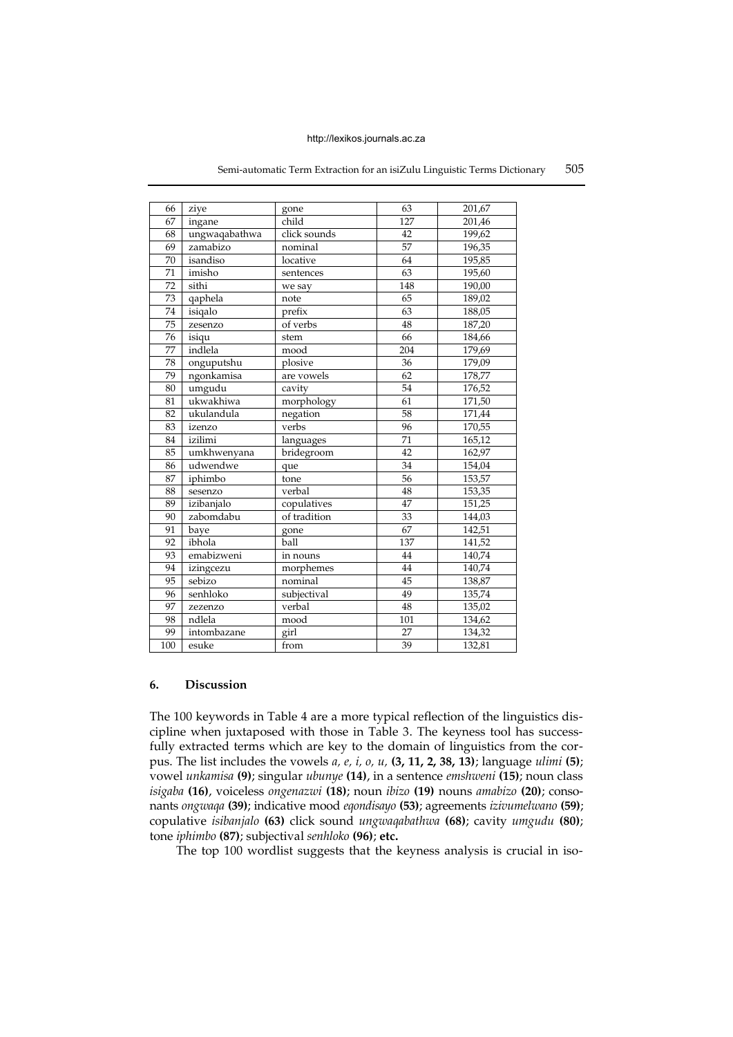| 66 | ziye | gone | 63 | 201,67 |
|---|---|---|---|---|
| 67 | ingane | child | 127 | 201,46 |
| 68 | ungwaqabathwa | click sounds | 42 | 199,62 |
| 69 | zamabizo | nominal | 57 | 196,35 |
| 70 | isandiso | locative | 64 | 195,85 |
| 71 | imisho | sentences | 63 | 195,60 |
| 72 | sithi | we say | 148 | 190,00 |
| 73 | qaphela | note | 65 | 189,02 |
| 74 | isiqalo | prefix | 63 | 188,05 |
| 75 | zesenzo | of verbs | 48 | 187,20 |
| 76 | isiqu | stem | 66 | 184,66 |
| 77 | indlela | mood | 204 | 179,69 |
| 78 | onguputshu | plosive | 36 | 179,09 |
| 79 | ngonkamisa | are vowels | 62 | 178,77 |
| 80 | umgudu | cavity | 54 | 176,52 |
| 81 | ukwakhiwa | morphology | 61 | 171,50 |
| 82 | ukulandula | negation | 58 | 171,44 |
| 83 | izenzo | verbs | 96 | 170,55 |
| 84 | izilimi | languages | 71 | 165,12 |
| 85 | umkhwenyana | bridegroom | 42 | 162,97 |
| 86 | udwendwe | que | 34 | 154,04 |
| 87 | iphimbo | tone | 56 | 153,57 |
| 88 | sesenzo | verbal | 48 | 153,35 |
| 89 | izibanjalo | copulatives | 47 | 151,25 |
| 90 | zabomdabu | of tradition | 33 | 144,03 |
| 91 | baye | gone | 67 | 142,51 |
| 92 | ibhola | ball | 137 | 141,52 |
| 93 | emabizweni | in nouns | 44 | 140,74 |
| 94 | izingcezu | morphemes | 44 | 140,74 |
| 95 | sebizo | nominal | 45 | 138,87 |
| 96 | senhloko | subjectival | 49 | 135,74 |
| 97 | zezenzo | verbal | 48 | 135,02 |
| 98 | ndlela | mood | 101 | 134,62 |
| 99 | intombazane | girl | 27 | 134,32 |
| 100 | esuke | from | 39 | 132,81 |

## 6. Discussion

The 100 keywords in Table 4 are a more typical reflection of the linguistics discipline when juxtaposed with those in Table 3. The keyness tool has successfully extracted terms which are key to the domain of linguistics from the corpus. The list includes the vowels *a, e, i, o, u,* **(3, 11, 2, 38, 13)**; language *ulimi* **(5)**; vowel *unkamisa* **(9)**; singular *ubunye* **(14)**, in a sentence *emshweni* **(15)**; noun class *isigaba* **(16)**, voiceless *ongenazwi* **(18)**; noun *ibizo* **(19)** nouns *amabizo* **(20)**; consonants *ongwaqa* **(39)**; indicative mood *eqondisayo* **(53)**; agreements *izivumelwano* **(59)**; copulative *isibanjalo* **(63)** click sound *ungwaqabathwa* **(68)**; cavity *umgudu* **(80)**; tone *iphimbo* **(87)**; subjectival *senhloko* **(96)**; **etc.**

The top 100 wordlist suggests that the keyness analysis is crucial in iso-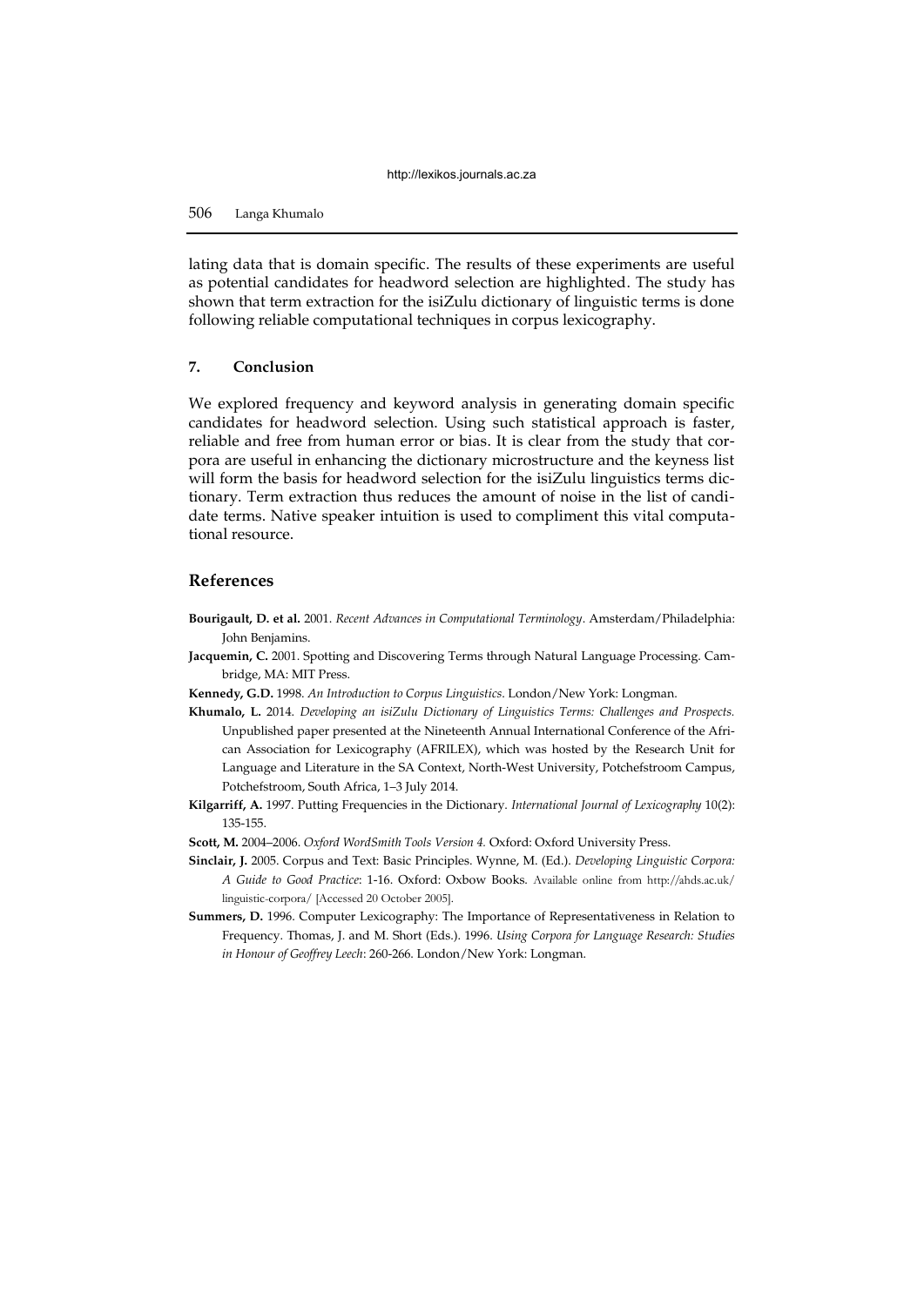lating data that is domain specific. The results of these experiments are useful as potential candidates for headword selection are highlighted. The study has shown that term extraction for the isiZulu dictionary of linguistic terms is done following reliable computational techniques in corpus lexicography.

## 7. Conclusion

We explored frequency and keyword analysis in generating domain specific candidates for headword selection. Using such statistical approach is faster, reliable and free from human error or bias. It is clear from the study that corpora are useful in enhancing the dictionary microstructure and the keyness list will form the basis for headword selection for the isiZulu linguistics terms dictionary. Term extraction thus reduces the amount of noise in the list of candidate terms. Native speaker intuition is used to compliment this vital computational resource.

## References

**Bourigault, D. et al.** 2001. *Recent Advances in Computational Terminology*. Amsterdam/Philadelphia: John Benjamins.

**Jacquemin, C.** 2001. Spotting and Discovering Terms through Natural Language Processing. Cambridge, MA: MIT Press.

**Kennedy, G.D.** 1998. *An Introduction to Corpus Linguistics*. London/New York: Longman.

**Khumalo, L.** 2014. *Developing an isiZulu Dictionary of Linguistics Terms: Challenges and Prospects.* Unpublished paper presented at the Nineteenth Annual International Conference of the African Association for Lexicography (AFRILEX), which was hosted by the Research Unit for Language and Literature in the SA Context, North-West University, Potchefstroom Campus, Potchefstroom, South Africa, 1–3 July 2014.

**Kilgarriff, A.** 1997. Putting Frequencies in the Dictionary. *International Journal of Lexicography* 10(2): 135-155.

**Scott, M.** 2004–2006. *Oxford WordSmith Tools Version 4.* Oxford: Oxford University Press.

**Sinclair, J.** 2005. Corpus and Text: Basic Principles. Wynne, M. (Ed.). *Developing Linguistic Corpora: A Guide to Good Practice*: 1-16. Oxford: Oxbow Books. Available online from http://ahds.ac.uk/linguistic-corpora/ [Accessed 20 October 2005].

**Summers, D.** 1996. Computer Lexicography: The Importance of Representativeness in Relation to Frequency. Thomas, J. and M. Short (Eds.). 1996. *Using Corpora for Language Research: Studies in Honour of Geoffrey Leech*: 260-266. London/New York: Longman.